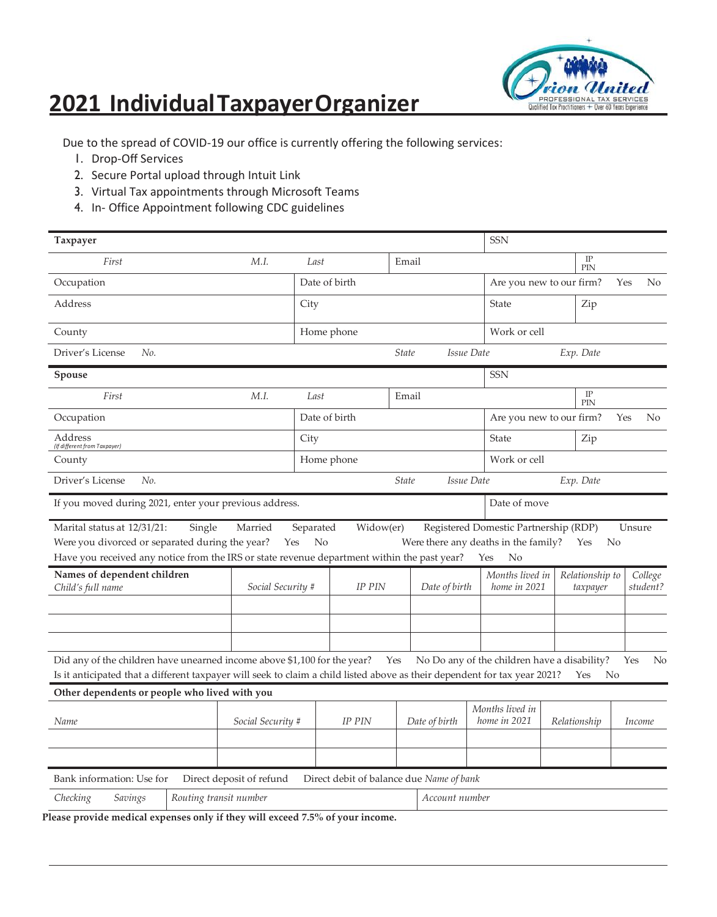# 2021 Individual Taxpayer Organizer

Due to the spread of COVID-19 our office is currently offering the following services:

1. Drop-Off Services
2. Secure Portal upload through Intuit Link
3. Virtual Tax appointments through Microsoft Teams
4. In- Office Appointment following CDC guidelines

| **Taxpayer** | | | | SSN | |
|---|---|---|---|---|---|
| *First* | *M.I.* | *Last* | Email | | IP PIN |
| Occupation | | Date of birth | | Are you new to our firm? Yes No | |
| Address | | City | | State | Zip |
| County | | Home phone | | Work or cell | |
| Driver's License *No.* | | | *State* *Issue Date* | | *Exp. Date* |

| **Spouse** | | | | SSN | |
|---|---|---|---|---|---|
| *First* | *M.I.* | *Last* | Email | | IP PIN |
| Occupation | | Date of birth | | Are you new to our firm? Yes No | |
| Address *(If different from Taxpayer)* | | City | | State | Zip |
| County | | Home phone | | Work or cell | |
| Driver's License *No.* | | | *State* *Issue Date* | | *Exp. Date* |

If you moved during 2021, enter your previous address. | Date of move

Marital status at 12/31/21: Single Married Separated Widow(er) Registered Domestic Partnership (RDP) Unsure

Were you divorced or separated during the year? Yes No Were there any deaths in the family? Yes No

Have you received any notice from the IRS or state revenue department within the past year? Yes No

| **Names of dependent children** *Child's full name* | *Social Security #* | *IP PIN* | *Date of birth* | *Months lived in home in 2021* | *Relationship to taxpayer* | *College student?* |
|---|---|---|---|---|---|---|
| | | | | | | |
| | | | | | | |
| | | | | | | |

Did any of the children have unearned income above $1,100 for the year? Yes No Do any of the children have a disability? Yes No

Is it anticipated that a different taxpayer will seek to claim a child listed above as their dependent for tax year 2021? Yes No

**Other dependents or people who lived with you**

| *Name* | *Social Security #* | *IP PIN* | *Date of birth* | *Months lived in home in 2021* | *Relationship* | *Income* |
|---|---|---|---|---|---|---|
| | | | | | | |
| | | | | | | |

Bank information: Use for Direct deposit of refund Direct debit of balance due *Name of bank*

| *Checking* *Savings* | *Routing transit number* | *Account number* |
|---|---|---|
| | | |

**Please provide medical expenses only if they will exceed 7.5% of your income.**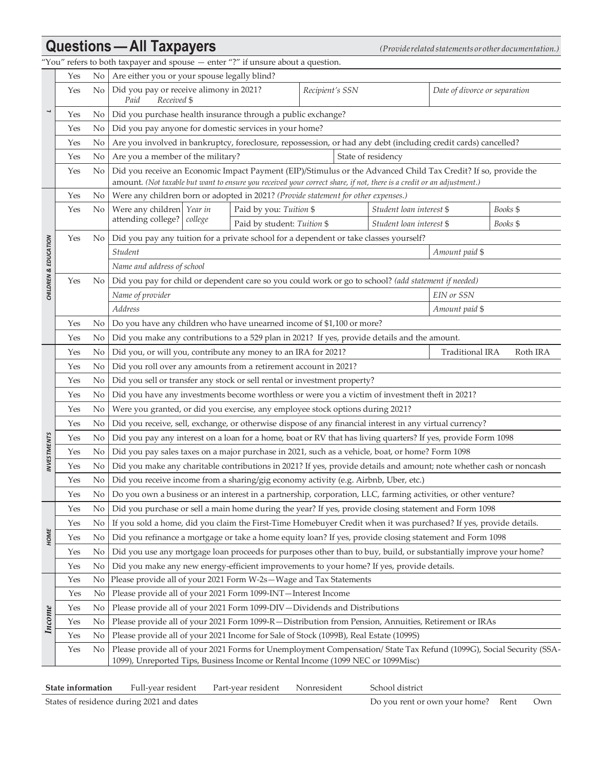## Questions — All Taxpayers

*(Provide related statements or other documentation.)*

"You" refers to both taxpayer and spouse — enter "?" if unsure about a question.

| | | | | | | | |
|---|---|---|---|---|---|---|---|
| *L* | Yes | No | Are either you or your spouse legally blind? | | | | |
| | Yes | No | Did you pay or receive alimony in 2021? *Paid Received $* | | *Recipient's SSN* | | *Date of divorce or separation* |
| | Yes | No | Did you purchase health insurance through a public exchange? | | | | |
| | Yes | No | Did you pay anyone for domestic services in your home? | | | | |
| | Yes | No | Are you involved in bankruptcy, foreclosure, repossession, or had any debt (including credit cards) cancelled? | | | | |
| | Yes | No | Are you a member of the military? | | State of residency | | |
| | Yes | No | Did you receive an Economic Impact Payment (EIP)/Stimulus or the Advanced Child Tax Credit? If so, provide the amount. *(Not taxable but want to ensure you received your correct share, if not, there is a credit or an adjustment.)* | | | | |
| *CHILDREN & EDUCATION* | Yes | No | Were any children born or adopted in 2021? *(Provide statement for other expenses.)* | | | | |
| | Yes | No | Were any children attending college? | *Year in college* | *Paid by you: Tuition $* | *Student loan interest $* | *Books $* |
| | | | | | *Paid by student: Tuition $* | *Student loan interest $* | *Books $* |
| | Yes | No | Did you pay any tuition for a private school for a dependent or take classes yourself? | | | | |
| | | | *Student* | | | | *Amount paid $* |
| | | | *Name and address of school* | | | | |
| | Yes | No | Did you pay for child or dependent care so you could work or go to school? *(add statement if needed)* | | | | |
| | | | *Name of provider* | | | | *EIN or SSN* |
| | | | *Address* | | | | *Amount paid $* |
| | Yes | No | Do you have any children who have unearned income of $1,100 or more? | | | | |
| | Yes | No | Did you make any contributions to a 529 plan in 2021? If yes, provide details and the amount. | | | | |
| *INVESTMENTS* | Yes | No | Did you, or will you, contribute any money to an IRA for 2021? | | | | Traditional IRA Roth IRA |
| | Yes | No | Did you roll over any amounts from a retirement account in 2021? | | | | |
| | Yes | No | Did you sell or transfer any stock or sell rental or investment property? | | | | |
| | Yes | No | Did you have any investments become worthless or were you a victim of investment theft in 2021? | | | | |
| | Yes | No | Were you granted, or did you exercise, any employee stock options during 2021? | | | | |
| | Yes | No | Did you receive, sell, exchange, or otherwise dispose of any financial interest in any virtual currency? | | | | |
| | Yes | No | Did you pay any interest on a loan for a home, boat or RV that has living quarters? If yes, provide Form 1098 | | | | |
| | Yes | No | Did you pay sales taxes on a major purchase in 2021, such as a vehicle, boat, or home? Form 1098 | | | | |
| | Yes | No | Did you make any charitable contributions in 2021? If yes, provide details and amount; note whether cash or noncash | | | | |
| | Yes | No | Did you receive income from a sharing/gig economy activity (e.g. Airbnb, Uber, etc.) | | | | |
| | Yes | No | Do you own a business or an interest in a partnership, corporation, LLC, farming activities, or other venture? | | | | |
| *HOME* | Yes | No | Did you purchase or sell a main home during the year? If yes, provide closing statement and Form 1098 | | | | |
| | Yes | No | If you sold a home, did you claim the First-Time Homebuyer Credit when it was purchased? If yes, provide details. | | | | |
| | Yes | No | Did you refinance a mortgage or take a home equity loan? If yes, provide closing statement and Form 1098 | | | | |
| | Yes | No | Did you use any mortgage loan proceeds for purposes other than to buy, build, or substantially improve your home? | | | | |
| | Yes | No | Did you make any new energy-efficient improvements to your home? If yes, provide details. | | | | |
| *Income* | Yes | No | Please provide all of your 2021 Form W-2s—Wage and Tax Statements | | | | |
| | Yes | No | Please provide all of your 2021 Form 1099-INT—Interest Income | | | | |
| | Yes | No | Please provide all of your 2021 Form 1099-DIV—Dividends and Distributions | | | | |
| | Yes | No | Please provide all of your 2021 Form 1099-R—Distribution from Pension, Annuities, Retirement or IRAs | | | | |
| | Yes | No | Please provide all of your 2021 Income for Sale of Stock (1099B), Real Estate (1099S) | | | | |
| | Yes | No | Please provide all of your 2021 Forms for Unemployment Compensation/ State Tax Refund (1099G), Social Security (SSA-1099), Unreported Tips, Business Income or Rental Income (1099 NEC or 1099Misc) | | | | |

**State information** Full-year resident Part-year resident Nonresident School district

States of residence during 2021 and dates Do you rent or own your home? Rent Own